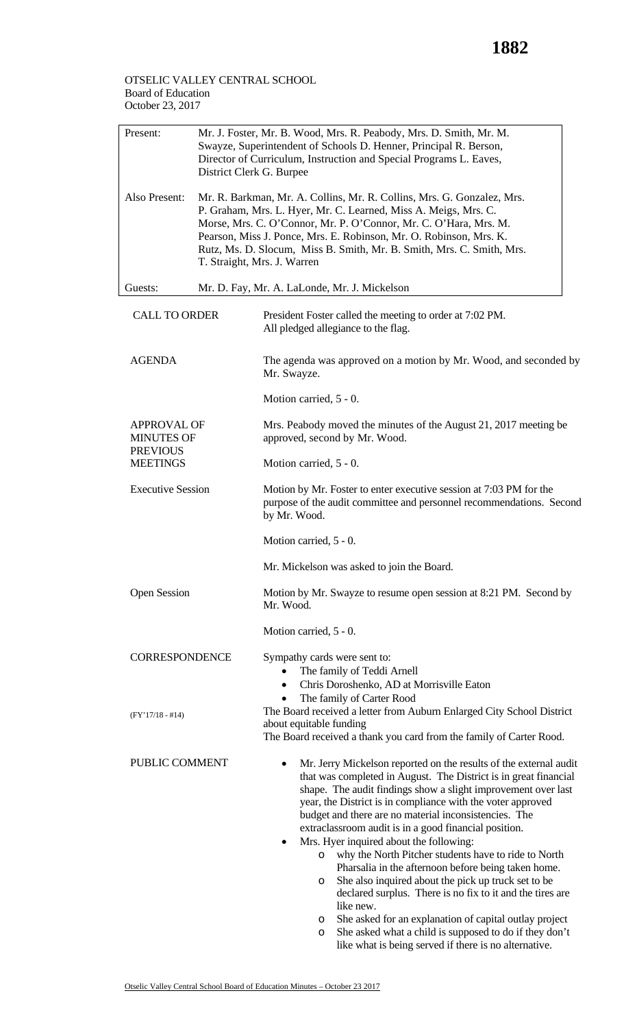OTSELIC VALLEY CENTRAL SCHOOL
Board of Education
October 23, 2017

| | |
|---|---|
| Present: | Mr. J. Foster, Mr. B. Wood, Mrs. R. Peabody, Mrs. D. Smith, Mr. M. Swayze, Superintendent of Schools D. Henner, Principal R. Berson, Director of Curriculum, Instruction and Special Programs L. Eaves, District Clerk G. Burpee |
| Also Present: | Mr. R. Barkman, Mr. A. Collins, Mr. R. Collins, Mrs. G. Gonzalez, Mrs. P. Graham, Mrs. L. Hyer, Mr. C. Learned, Miss A. Meigs, Mrs. C. Morse, Mrs. C. O'Connor, Mr. P. O'Connor, Mr. C. O'Hara, Mrs. M. Pearson, Miss J. Ponce, Mrs. E. Robinson, Mr. O. Robinson, Mrs. K. Rutz, Ms. D. Slocum, Miss B. Smith, Mr. B. Smith, Mrs. C. Smith, Mrs. T. Straight, Mrs. J. Warren |
| Guests: | Mr. D. Fay, Mr. A. LaLonde, Mr. J. Mickelson |

**CALL TO ORDER**

President Foster called the meeting to order at 7:02 PM.
All pledged allegiance to the flag.

**AGENDA**

The agenda was approved on a motion by Mr. Wood, and seconded by Mr. Swayze.

Motion carried, 5 - 0.

**APPROVAL OF MINUTES OF PREVIOUS MEETINGS**

Mrs. Peabody moved the minutes of the August 21, 2017 meeting be approved, second by Mr. Wood.

Motion carried, 5 - 0.

**Executive Session**

Motion by Mr. Foster to enter executive session at 7:03 PM for the purpose of the audit committee and personnel recommendations. Second by Mr. Wood.

Motion carried, 5 - 0.

Mr. Mickelson was asked to join the Board.

**Open Session**

Motion by Mr. Swayze to resume open session at 8:21 PM. Second by Mr. Wood.

Motion carried, 5 - 0.

**CORRESPONDENCE**

Sympathy cards were sent to:

- The family of Teddi Arnell
- Chris Doroshenko, AD at Morrisville Eaton
- The family of Carter Rood

(FY'17/18 - #14) The Board received a letter from Auburn Enlarged City School District about equitable funding

The Board received a thank you card from the family of Carter Rood.

**PUBLIC COMMENT**

- Mr. Jerry Mickelson reported on the results of the external audit that was completed in August. The District is in great financial shape. The audit findings show a slight improvement over last year, the District is in compliance with the voter approved budget and there are no material inconsistencies. The extraclassroom audit is in a good financial position.
- Mrs. Hyer inquired about the following:
  - why the North Pitcher students have to ride to North Pharsalia in the afternoon before being taken home.
  - She also inquired about the pick up truck set to be declared surplus. There is no fix to it and the tires are like new.
  - She asked for an explanation of capital outlay project
  - She asked what a child is supposed to do if they don't like what is being served if there is no alternative.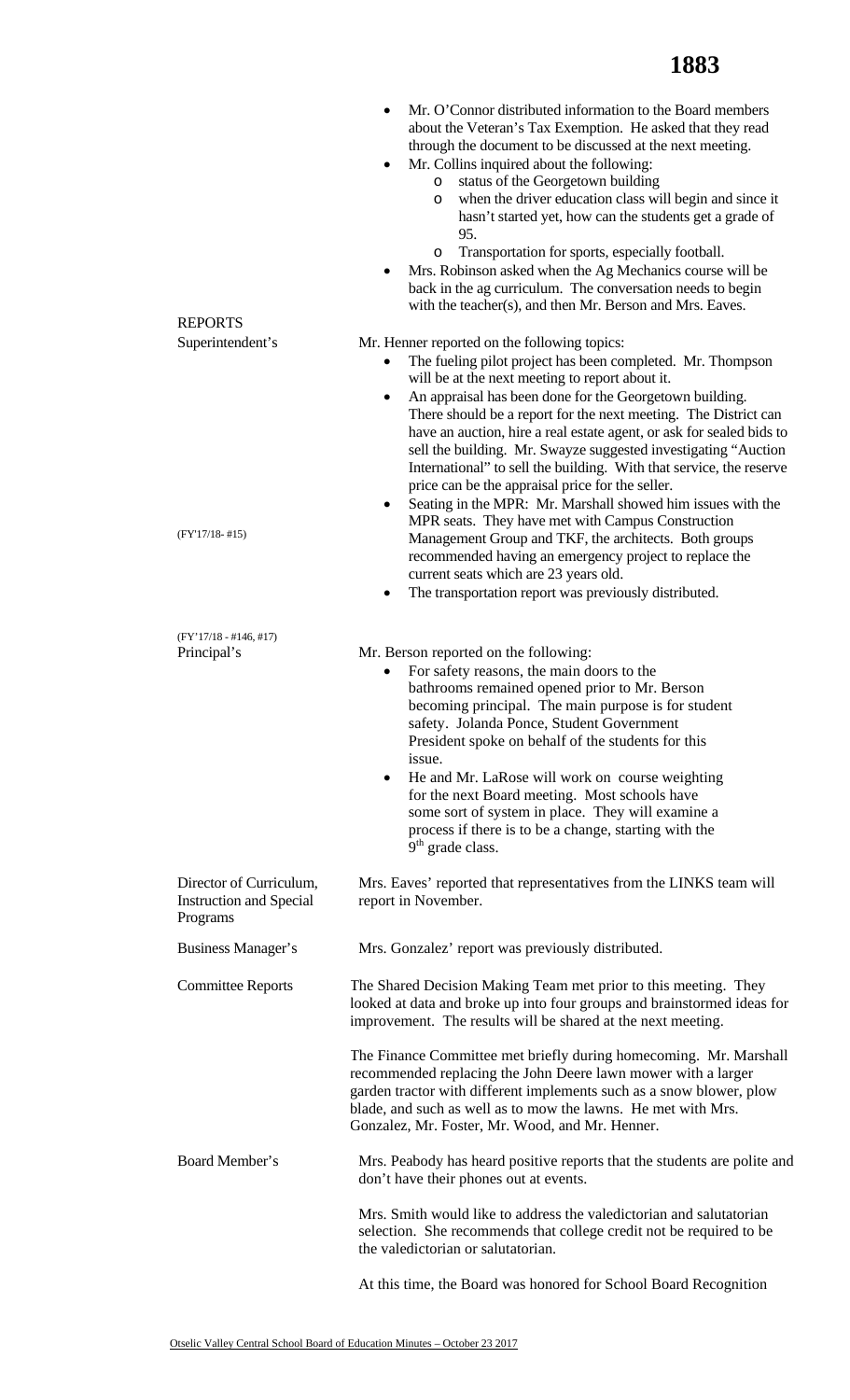- Mr. O'Connor distributed information to the Board members about the Veteran's Tax Exemption. He asked that they read through the document to be discussed at the next meeting.
- Mr. Collins inquired about the following:
  - status of the Georgetown building
  - when the driver education class will begin and since it hasn't started yet, how can the students get a grade of 95.
  - Transportation for sports, especially football.
- Mrs. Robinson asked when the Ag Mechanics course will be back in the ag curriculum. The conversation needs to begin with the teacher(s), and then Mr. Berson and Mrs. Eaves.

## REPORTS

### Superintendent's

Mr. Henner reported on the following topics:

- The fueling pilot project has been completed. Mr. Thompson will be at the next meeting to report about it.
- An appraisal has been done for the Georgetown building. There should be a report for the next meeting. The District can have an auction, hire a real estate agent, or ask for sealed bids to sell the building. Mr. Swayze suggested investigating "Auction International" to sell the building. With that service, the reserve price can be the appraisal price for the seller.
- Seating in the MPR: Mr. Marshall showed him issues with the MPR seats. They have met with Campus Construction Management Group and TKF, the architects. Both groups recommended having an emergency project to replace the current seats which are 23 years old. (FY'17/18- #15)
- The transportation report was previously distributed.

(FY'17/18 - #146, #17)

### Principal's

Mr. Berson reported on the following:

- For safety reasons, the main doors to the bathrooms remained opened prior to Mr. Berson becoming principal. The main purpose is for student safety. Jolanda Ponce, Student Government President spoke on behalf of the students for this issue.
- He and Mr. LaRose will work on course weighting for the next Board meeting. Most schools have some sort of system in place. They will examine a process if there is to be a change, starting with the 9th grade class.

### Director of Curriculum, Instruction and Special Programs

Mrs. Eaves' reported that representatives from the LINKS team will report in November.

### Business Manager's

Mrs. Gonzalez' report was previously distributed.

### Committee Reports

The Shared Decision Making Team met prior to this meeting. They looked at data and broke up into four groups and brainstormed ideas for improvement. The results will be shared at the next meeting.

The Finance Committee met briefly during homecoming. Mr. Marshall recommended replacing the John Deere lawn mower with a larger garden tractor with different implements such as a snow blower, plow blade, and such as well as to mow the lawns. He met with Mrs. Gonzalez, Mr. Foster, Mr. Wood, and Mr. Henner.

### Board Member's

Mrs. Peabody has heard positive reports that the students are polite and don't have their phones out at events.

Mrs. Smith would like to address the valedictorian and salutatorian selection. She recommends that college credit not be required to be the valedictorian or salutatorian.

At this time, the Board was honored for School Board Recognition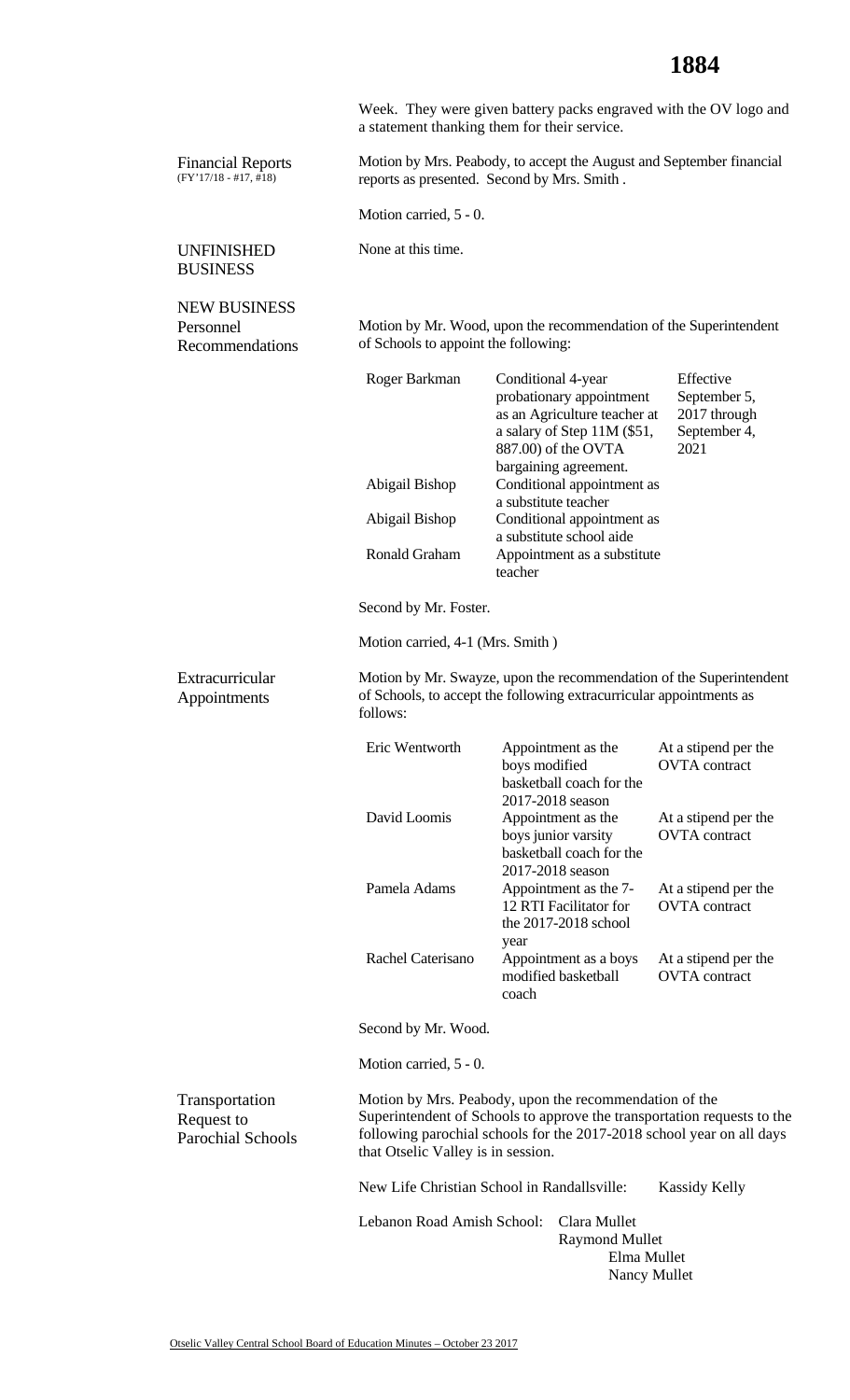Week. They were given battery packs engraved with the OV logo and a statement thanking them for their service.

**Financial Reports** (FY'17/18 - #17, #18)

Motion by Mrs. Peabody, to accept the August and September financial reports as presented. Second by Mrs. Smith .

Motion carried, 5 - 0.

**UNFINISHED BUSINESS**

None at this time.

**NEW BUSINESS**

**Personnel Recommendations**

Motion by Mr. Wood, upon the recommendation of the Superintendent of Schools to appoint the following:

| | | |
|---|---|---|
| Roger Barkman | Conditional 4-year probationary appointment as an Agriculture teacher at a salary of Step 11M ($51, 887.00) of the OVTA bargaining agreement. | Effective September 5, 2017 through September 4, 2021 |
| Abigail Bishop | Conditional appointment as a substitute teacher | |
| Abigail Bishop | Conditional appointment as a substitute school aide | |
| Ronald Graham | Appointment as a substitute teacher | |

Second by Mr. Foster.

Motion carried, 4-1 (Mrs. Smith )

**Extracurricular Appointments**

Motion by Mr. Swayze, upon the recommendation of the Superintendent of Schools, to accept the following extracurricular appointments as follows:

| | | |
|---|---|---|
| Eric Wentworth | Appointment as the boys modified basketball coach for the 2017-2018 season | At a stipend per the OVTA contract |
| David Loomis | Appointment as the boys junior varsity basketball coach for the 2017-2018 season | At a stipend per the OVTA contract |
| Pamela Adams | Appointment as the 7-12 RTI Facilitator for the 2017-2018 school year | At a stipend per the OVTA contract |
| Rachel Caterisano | Appointment as a boys modified basketball coach | At a stipend per the OVTA contract |

Second by Mr. Wood.

Motion carried, 5 - 0.

**Transportation Request to Parochial Schools**

Motion by Mrs. Peabody, upon the recommendation of the Superintendent of Schools to approve the transportation requests to the following parochial schools for the 2017-2018 school year on all days that Otselic Valley is in session.

New Life Christian School in Randallsville: Kassidy Kelly

Lebanon Road Amish School:
- Clara Mullet
- Raymond Mullet
- Elma Mullet
- Nancy Mullet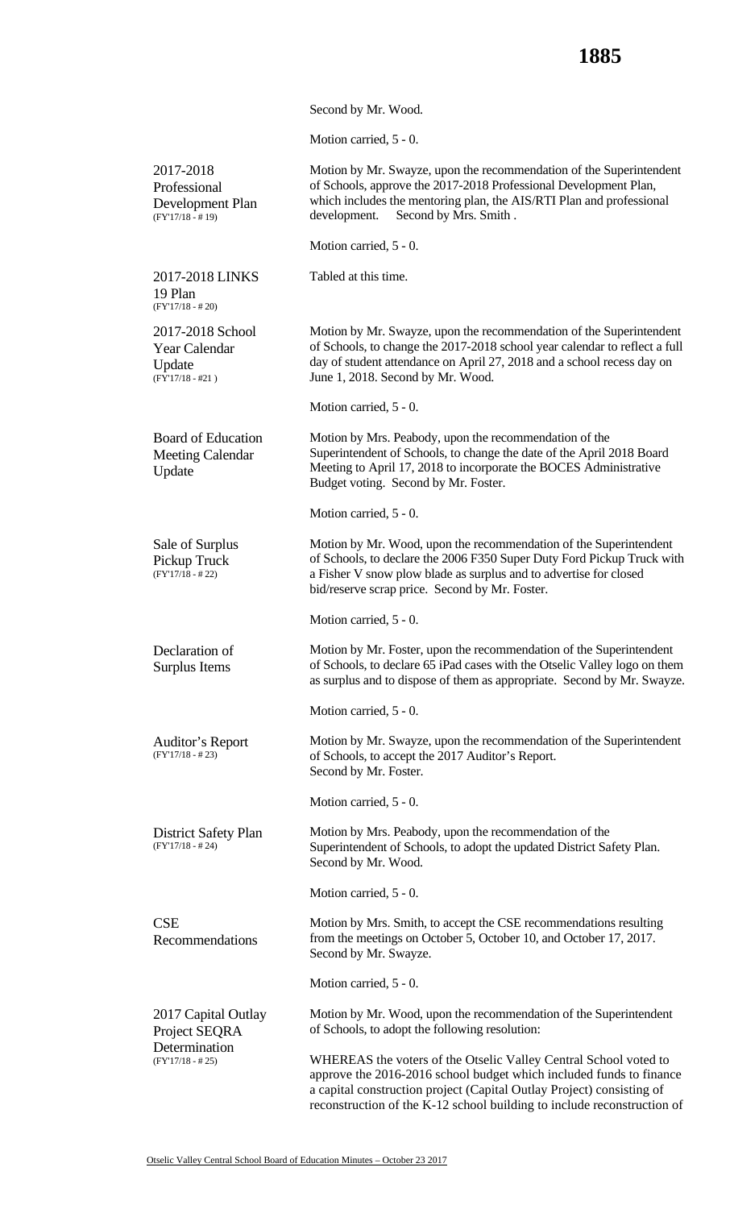Second by Mr. Wood.

Motion carried, 5 - 0.

**2017-2018 Professional Development Plan**
(FY'17/18 - # 19)

Motion by Mr. Swayze, upon the recommendation of the Superintendent of Schools, approve the 2017-2018 Professional Development Plan, which includes the mentoring plan, the AIS/RTI Plan and professional development. Second by Mrs. Smith .

Motion carried, 5 - 0.

**2017-2018 LINKS 19 Plan**
(FY'17/18 - # 20)

Tabled at this time.

**2017-2018 School Year Calendar Update**
(FY'17/18 - #21 )

Motion by Mr. Swayze, upon the recommendation of the Superintendent of Schools, to change the 2017-2018 school year calendar to reflect a full day of student attendance on April 27, 2018 and a school recess day on June 1, 2018. Second by Mr. Wood.

Motion carried, 5 - 0.

**Board of Education Meeting Calendar Update**

Motion by Mrs. Peabody, upon the recommendation of the Superintendent of Schools, to change the date of the April 2018 Board Meeting to April 17, 2018 to incorporate the BOCES Administrative Budget voting. Second by Mr. Foster.

Motion carried, 5 - 0.

**Sale of Surplus Pickup Truck**
(FY'17/18 - # 22)

Motion by Mr. Wood, upon the recommendation of the Superintendent of Schools, to declare the 2006 F350 Super Duty Ford Pickup Truck with a Fisher V snow plow blade as surplus and to advertise for closed bid/reserve scrap price. Second by Mr. Foster.

Motion carried, 5 - 0.

**Declaration of Surplus Items**

Motion by Mr. Foster, upon the recommendation of the Superintendent of Schools, to declare 65 iPad cases with the Otselic Valley logo on them as surplus and to dispose of them as appropriate. Second by Mr. Swayze.

Motion carried, 5 - 0.

**Auditor's Report**
(FY'17/18 - # 23)

Motion by Mr. Swayze, upon the recommendation of the Superintendent of Schools, to accept the 2017 Auditor's Report.
Second by Mr. Foster.

Motion carried, 5 - 0.

**District Safety Plan**
(FY'17/18 - # 24)

Motion by Mrs. Peabody, upon the recommendation of the Superintendent of Schools, to adopt the updated District Safety Plan.
Second by Mr. Wood.

Motion carried, 5 - 0.

**CSE Recommendations**

Motion by Mrs. Smith, to accept the CSE recommendations resulting from the meetings on October 5, October 10, and October 17, 2017.
Second by Mr. Swayze.

Motion carried, 5 - 0.

**2017 Capital Outlay Project SEQRA Determination**
(FY'17/18 - # 25)

Motion by Mr. Wood, upon the recommendation of the Superintendent of Schools, to adopt the following resolution:

WHEREAS the voters of the Otselic Valley Central School voted to approve the 2016-2016 school budget which included funds to finance a capital construction project (Capital Outlay Project) consisting of reconstruction of the K-12 school building to include reconstruction of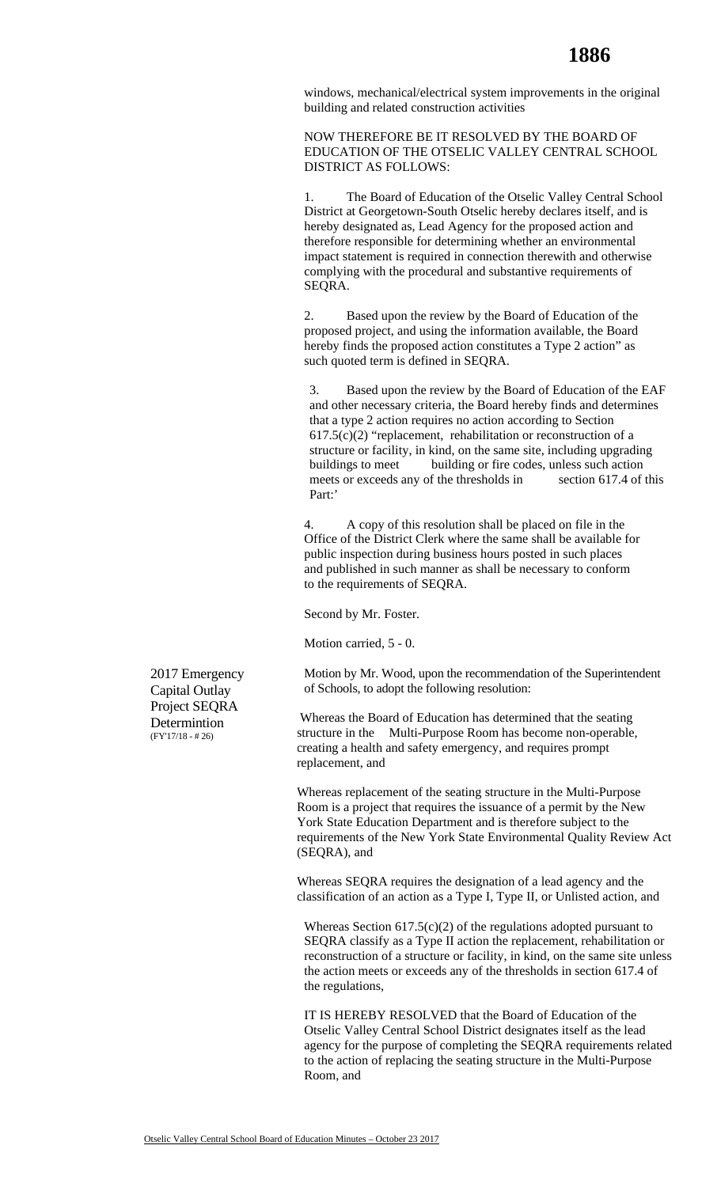windows, mechanical/electrical system improvements in the original building and related construction activities

NOW THEREFORE BE IT RESOLVED BY THE BOARD OF EDUCATION OF THE OTSELIC VALLEY CENTRAL SCHOOL DISTRICT AS FOLLOWS:

1. The Board of Education of the Otselic Valley Central School District at Georgetown-South Otselic hereby declares itself, and is hereby designated as, Lead Agency for the proposed action and therefore responsible for determining whether an environmental impact statement is required in connection therewith and otherwise complying with the procedural and substantive requirements of SEQRA.

2. Based upon the review by the Board of Education of the proposed project, and using the information available, the Board hereby finds the proposed action constitutes a Type 2 action" as such quoted term is defined in SEQRA.

3. Based upon the review by the Board of Education of the EAF and other necessary criteria, the Board hereby finds and determines that a type 2 action requires no action according to Section 617.5(c)(2) "replacement, rehabilitation or reconstruction of a structure or facility, in kind, on the same site, including upgrading buildings to meet building or fire codes, unless such action meets or exceeds any of the thresholds in section 617.4 of this Part:'

4. A copy of this resolution shall be placed on file in the Office of the District Clerk where the same shall be available for public inspection during business hours posted in such places and published in such manner as shall be necessary to conform to the requirements of SEQRA.

Second by Mr. Foster.

Motion carried, 5 - 0.

**2017 Emergency Capital Outlay Project SEQRA Determintion** (FY'17/18 - # 26)

Motion by Mr. Wood, upon the recommendation of the Superintendent of Schools, to adopt the following resolution:

Whereas the Board of Education has determined that the seating structure in the Multi-Purpose Room has become non-operable, creating a health and safety emergency, and requires prompt replacement, and

Whereas replacement of the seating structure in the Multi-Purpose Room is a project that requires the issuance of a permit by the New York State Education Department and is therefore subject to the requirements of the New York State Environmental Quality Review Act (SEQRA), and

Whereas SEQRA requires the designation of a lead agency and the classification of an action as a Type I, Type II, or Unlisted action, and

Whereas Section 617.5(c)(2) of the regulations adopted pursuant to SEQRA classify as a Type II action the replacement, rehabilitation or reconstruction of a structure or facility, in kind, on the same site unless the action meets or exceeds any of the thresholds in section 617.4 of the regulations,

IT IS HEREBY RESOLVED that the Board of Education of the Otselic Valley Central School District designates itself as the lead agency for the purpose of completing the SEQRA requirements related to the action of replacing the seating structure in the Multi-Purpose Room, and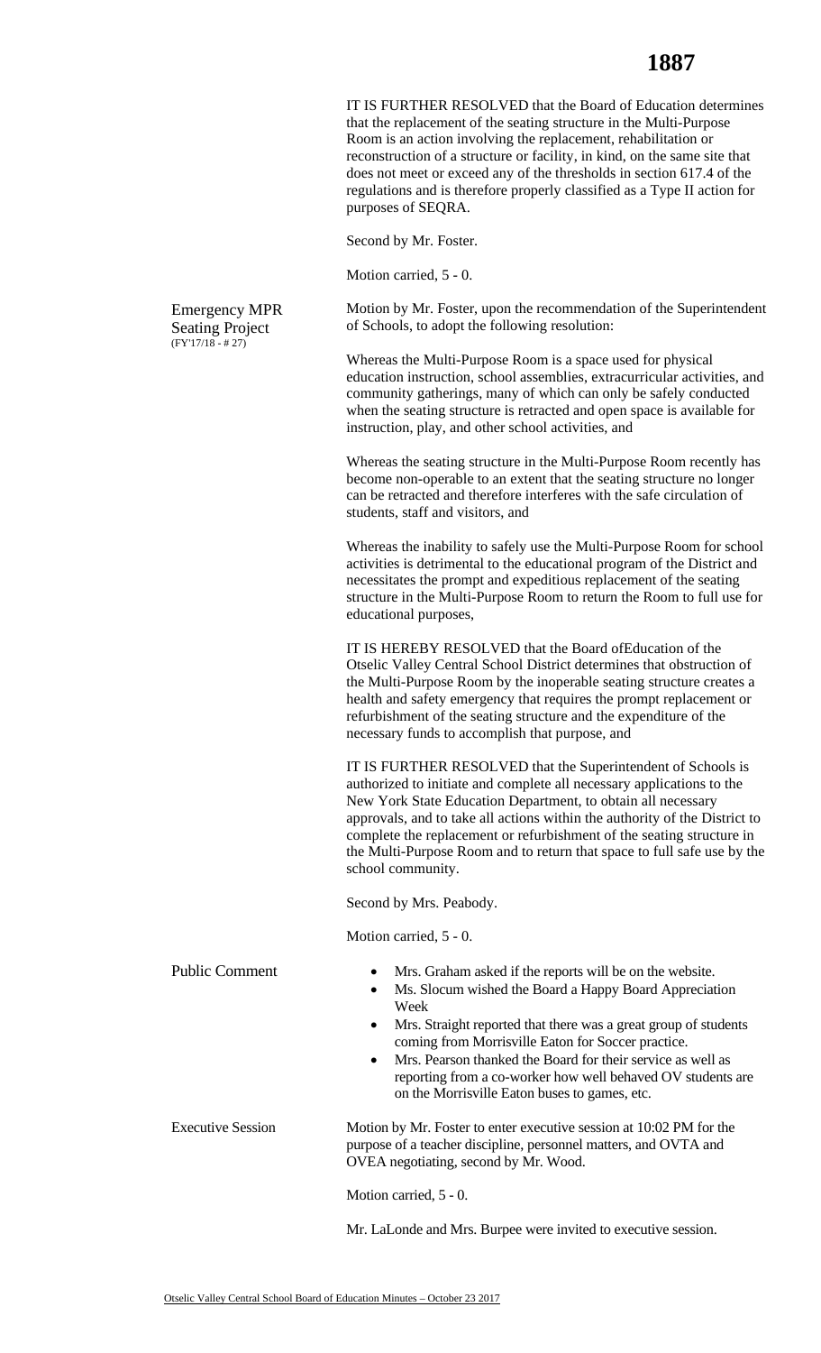IT IS FURTHER RESOLVED that the Board of Education determines that the replacement of the seating structure in the Multi-Purpose Room is an action involving the replacement, rehabilitation or reconstruction of a structure or facility, in kind, on the same site that does not meet or exceed any of the thresholds in section 617.4 of the regulations and is therefore properly classified as a Type II action for purposes of SEQRA.

Second by Mr. Foster.

Motion carried, 5 - 0.

**Emergency MPR Seating Project** (FY'17/18 - # 27)

Motion by Mr. Foster, upon the recommendation of the Superintendent of Schools, to adopt the following resolution:

Whereas the Multi-Purpose Room is a space used for physical education instruction, school assemblies, extracurricular activities, and community gatherings, many of which can only be safely conducted when the seating structure is retracted and open space is available for instruction, play, and other school activities, and

Whereas the seating structure in the Multi-Purpose Room recently has become non-operable to an extent that the seating structure no longer can be retracted and therefore interferes with the safe circulation of students, staff and visitors, and

Whereas the inability to safely use the Multi-Purpose Room for school activities is detrimental to the educational program of the District and necessitates the prompt and expeditious replacement of the seating structure in the Multi-Purpose Room to return the Room to full use for educational purposes,

IT IS HEREBY RESOLVED that the Board ofEducation of the Otselic Valley Central School District determines that obstruction of the Multi-Purpose Room by the inoperable seating structure creates a health and safety emergency that requires the prompt replacement or refurbishment of the seating structure and the expenditure of the necessary funds to accomplish that purpose, and

IT IS FURTHER RESOLVED that the Superintendent of Schools is authorized to initiate and complete all necessary applications to the New York State Education Department, to obtain all necessary approvals, and to take all actions within the authority of the District to complete the replacement or refurbishment of the seating structure in the Multi-Purpose Room and to return that space to full safe use by the school community.

Second by Mrs. Peabody.

Motion carried, 5 - 0.

**Public Comment**

- Mrs. Graham asked if the reports will be on the website.
- Ms. Slocum wished the Board a Happy Board Appreciation Week
- Mrs. Straight reported that there was a great group of students coming from Morrisville Eaton for Soccer practice.
- Mrs. Pearson thanked the Board for their service as well as reporting from a co-worker how well behaved OV students are on the Morrisville Eaton buses to games, etc.

**Executive Session**

Motion by Mr. Foster to enter executive session at 10:02 PM for the purpose of a teacher discipline, personnel matters, and OVTA and OVEA negotiating, second by Mr. Wood.

Motion carried, 5 - 0.

Mr. LaLonde and Mrs. Burpee were invited to executive session.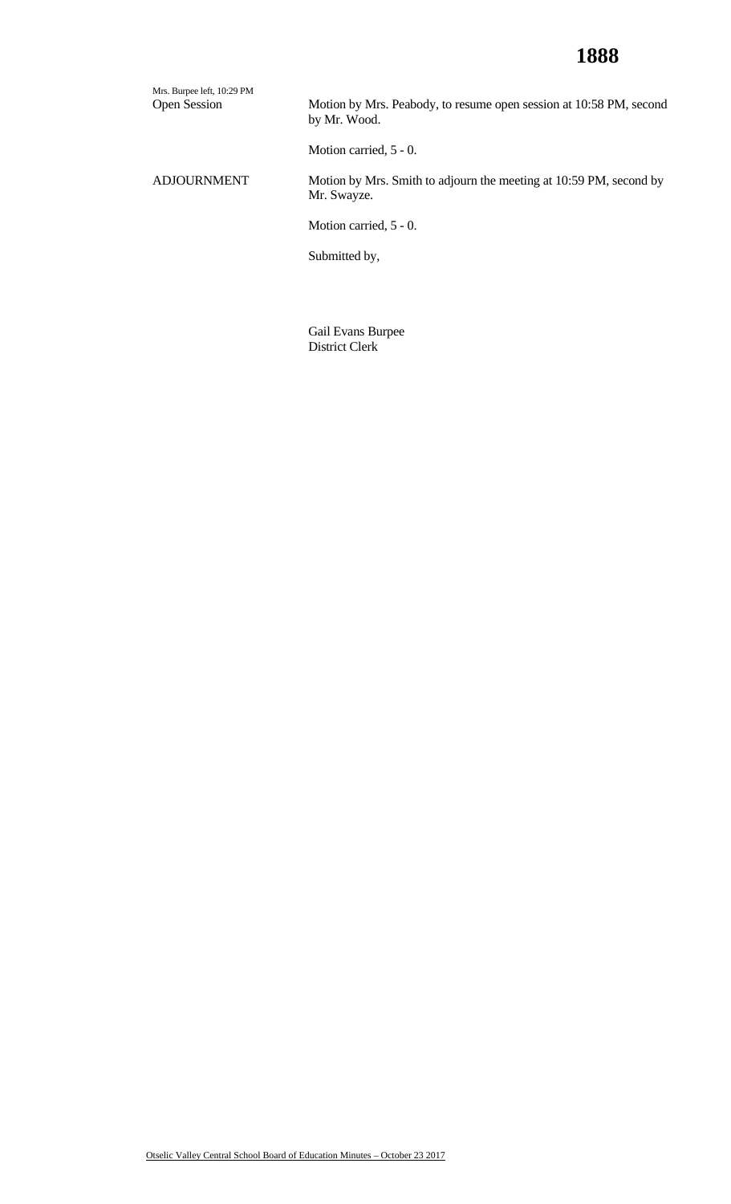Mrs. Burpee left, 10:29 PM

Open Session

Motion by Mrs. Peabody, to resume open session at 10:58 PM, second by Mr. Wood.

Motion carried, 5 - 0.

ADJOURNMENT

Motion by Mrs. Smith to adjourn the meeting at 10:59 PM, second by Mr. Swayze.

Motion carried, 5 - 0.

Submitted by,

Gail Evans Burpee
District Clerk